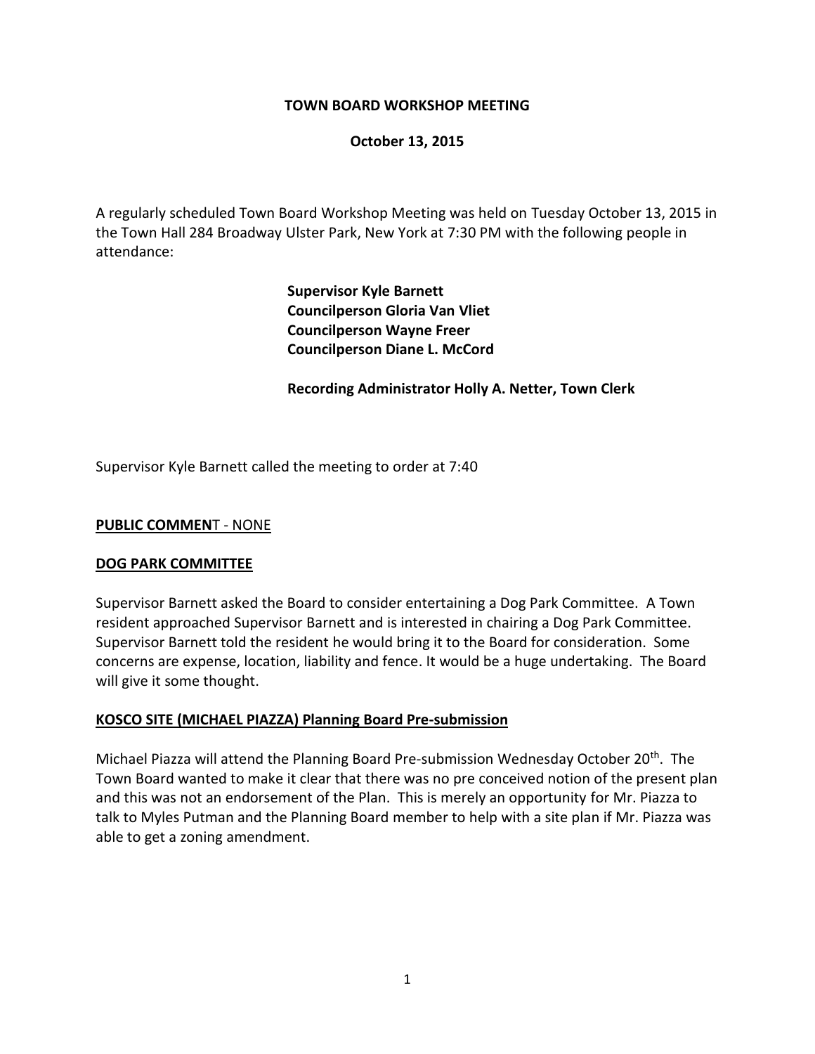**TOWN BOARD WORKSHOP MEETING**

**October 13, 2015**

A regularly scheduled Town Board Workshop Meeting was held on Tuesday October 13, 2015 in the Town Hall 284 Broadway Ulster Park, New York at 7:30 PM with the following people in attendance:

**Supervisor Kyle Barnett**
**Councilperson Gloria Van Vliet**
**Councilperson Wayne Freer**
**Councilperson Diane L. McCord**

**Recording Administrator Holly A. Netter, Town Clerk**

Supervisor Kyle Barnett called the meeting to order at 7:40

**PUBLIC COMMEN**T - NONE

**DOG PARK COMMITTEE**

Supervisor Barnett asked the Board to consider entertaining a Dog Park Committee. A Town resident approached Supervisor Barnett and is interested in chairing a Dog Park Committee. Supervisor Barnett told the resident he would bring it to the Board for consideration. Some concerns are expense, location, liability and fence. It would be a huge undertaking. The Board will give it some thought.

**KOSCO SITE (MICHAEL PIAZZA) Planning Board Pre-submission**

Michael Piazza will attend the Planning Board Pre-submission Wednesday October 20th. The Town Board wanted to make it clear that there was no pre conceived notion of the present plan and this was not an endorsement of the Plan. This is merely an opportunity for Mr. Piazza to talk to Myles Putman and the Planning Board member to help with a site plan if Mr. Piazza was able to get a zoning amendment.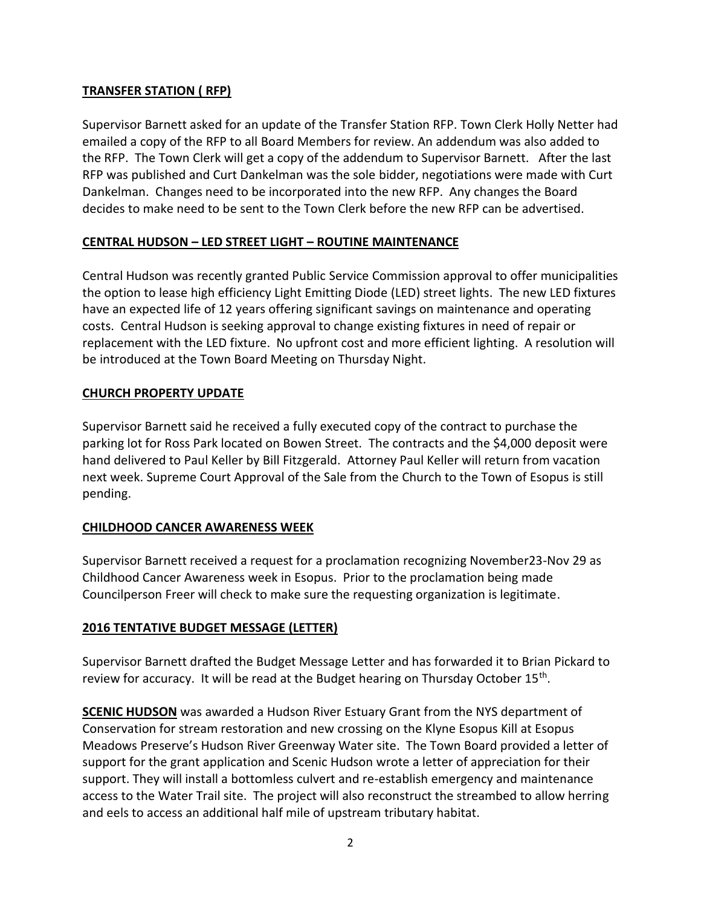## TRANSFER STATION ( RFP)

Supervisor Barnett asked for an update of the Transfer Station RFP. Town Clerk Holly Netter had emailed a copy of the RFP to all Board Members for review. An addendum was also added to the RFP. The Town Clerk will get a copy of the addendum to Supervisor Barnett. After the last RFP was published and Curt Dankelman was the sole bidder, negotiations were made with Curt Dankelman. Changes need to be incorporated into the new RFP. Any changes the Board decides to make need to be sent to the Town Clerk before the new RFP can be advertised.

## CENTRAL HUDSON – LED STREET LIGHT – ROUTINE MAINTENANCE

Central Hudson was recently granted Public Service Commission approval to offer municipalities the option to lease high efficiency Light Emitting Diode (LED) street lights. The new LED fixtures have an expected life of 12 years offering significant savings on maintenance and operating costs. Central Hudson is seeking approval to change existing fixtures in need of repair or replacement with the LED fixture. No upfront cost and more efficient lighting. A resolution will be introduced at the Town Board Meeting on Thursday Night.

## CHURCH PROPERTY UPDATE

Supervisor Barnett said he received a fully executed copy of the contract to purchase the parking lot for Ross Park located on Bowen Street. The contracts and the $4,000 deposit were hand delivered to Paul Keller by Bill Fitzgerald. Attorney Paul Keller will return from vacation next week. Supreme Court Approval of the Sale from the Church to the Town of Esopus is still pending.

## CHILDHOOD CANCER AWARENESS WEEK

Supervisor Barnett received a request for a proclamation recognizing November23-Nov 29 as Childhood Cancer Awareness week in Esopus. Prior to the proclamation being made Councilperson Freer will check to make sure the requesting organization is legitimate.

## 2016 TENTATIVE BUDGET MESSAGE (LETTER)

Supervisor Barnett drafted the Budget Message Letter and has forwarded it to Brian Pickard to review for accuracy. It will be read at the Budget hearing on Thursday October 15th.

**SCENIC HUDSON** was awarded a Hudson River Estuary Grant from the NYS department of Conservation for stream restoration and new crossing on the Klyne Esopus Kill at Esopus Meadows Preserve's Hudson River Greenway Water site. The Town Board provided a letter of support for the grant application and Scenic Hudson wrote a letter of appreciation for their support. They will install a bottomless culvert and re-establish emergency and maintenance access to the Water Trail site. The project will also reconstruct the streambed to allow herring and eels to access an additional half mile of upstream tributary habitat.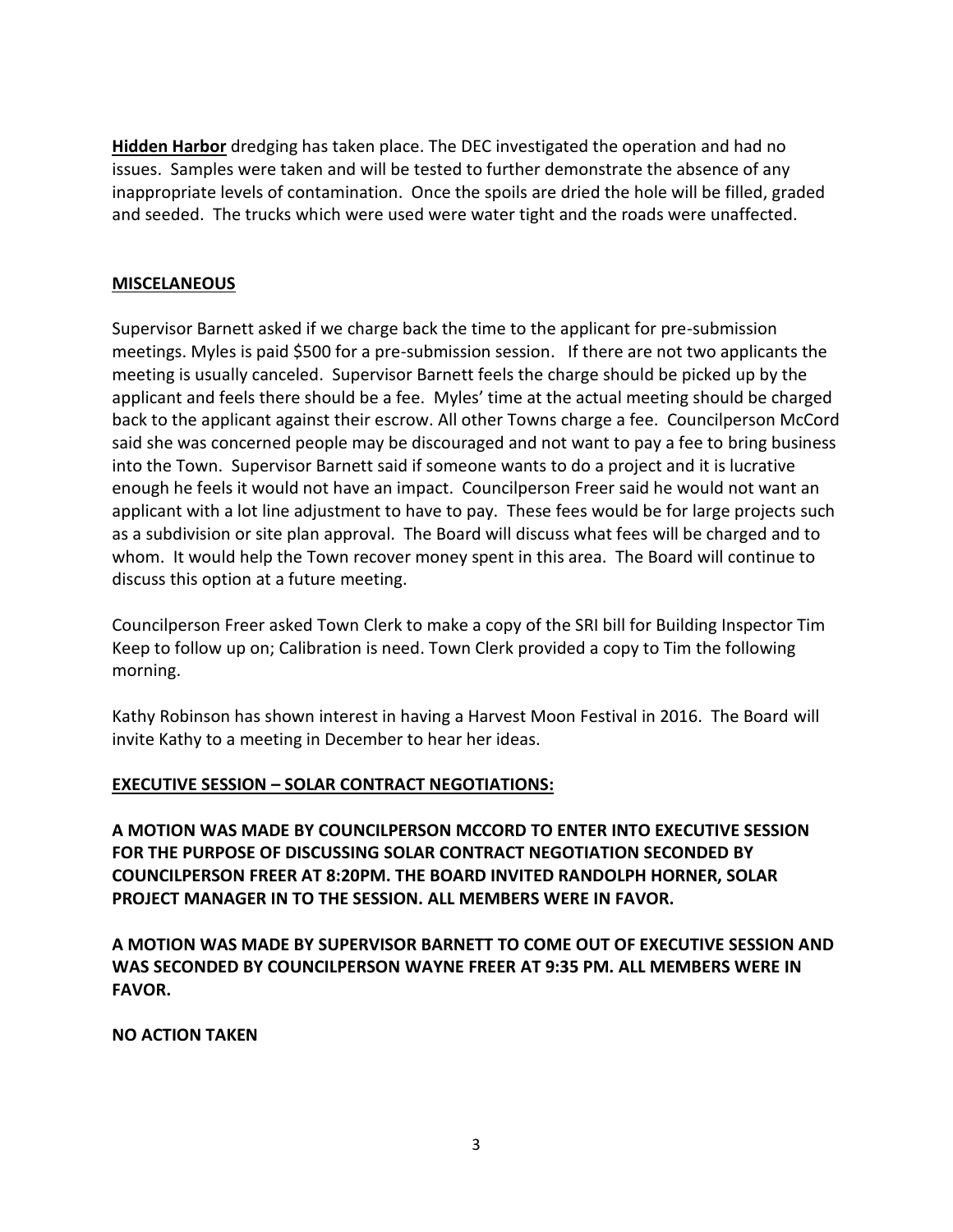**Hidden Harbor** dredging has taken place. The DEC investigated the operation and had no issues. Samples were taken and will be tested to further demonstrate the absence of any inappropriate levels of contamination. Once the spoils are dried the hole will be filled, graded and seeded. The trucks which were used were water tight and the roads were unaffected.

**MISCELANEOUS**

Supervisor Barnett asked if we charge back the time to the applicant for pre-submission meetings. Myles is paid $500 for a pre-submission session. If there are not two applicants the meeting is usually canceled. Supervisor Barnett feels the charge should be picked up by the applicant and feels there should be a fee. Myles' time at the actual meeting should be charged back to the applicant against their escrow. All other Towns charge a fee. Councilperson McCord said she was concerned people may be discouraged and not want to pay a fee to bring business into the Town. Supervisor Barnett said if someone wants to do a project and it is lucrative enough he feels it would not have an impact. Councilperson Freer said he would not want an applicant with a lot line adjustment to have to pay. These fees would be for large projects such as a subdivision or site plan approval. The Board will discuss what fees will be charged and to whom. It would help the Town recover money spent in this area. The Board will continue to discuss this option at a future meeting.

Councilperson Freer asked Town Clerk to make a copy of the SRI bill for Building Inspector Tim Keep to follow up on; Calibration is need. Town Clerk provided a copy to Tim the following morning.

Kathy Robinson has shown interest in having a Harvest Moon Festival in 2016. The Board will invite Kathy to a meeting in December to hear her ideas.

**EXECUTIVE SESSION – SOLAR CONTRACT NEGOTIATIONS:**

**A MOTION WAS MADE BY COUNCILPERSON MCCORD TO ENTER INTO EXECUTIVE SESSION FOR THE PURPOSE OF DISCUSSING SOLAR CONTRACT NEGOTIATION SECONDED BY COUNCILPERSON FREER AT 8:20PM. THE BOARD INVITED RANDOLPH HORNER, SOLAR PROJECT MANAGER IN TO THE SESSION. ALL MEMBERS WERE IN FAVOR.**

**A MOTION WAS MADE BY SUPERVISOR BARNETT TO COME OUT OF EXECUTIVE SESSION AND WAS SECONDED BY COUNCILPERSON WAYNE FREER AT 9:35 PM. ALL MEMBERS WERE IN FAVOR.**

**NO ACTION TAKEN**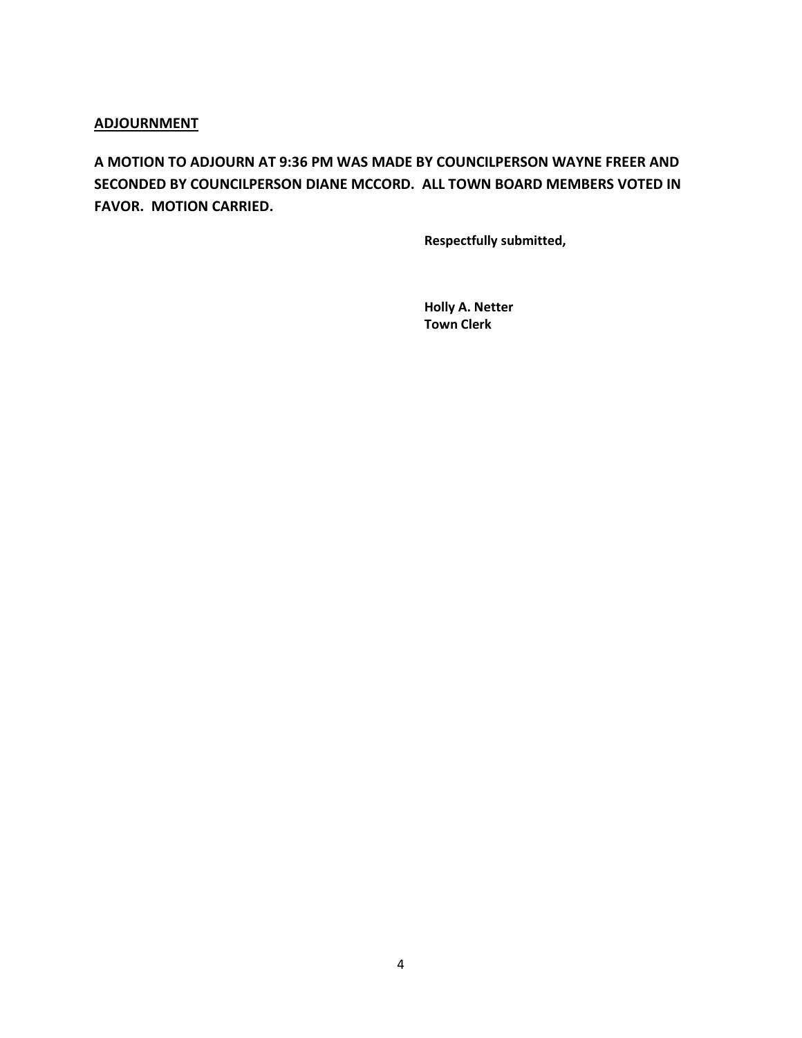**ADJOURNMENT**

**A MOTION TO ADJOURN AT 9:36 PM WAS MADE BY COUNCILPERSON WAYNE FREER AND SECONDED BY COUNCILPERSON DIANE MCCORD. ALL TOWN BOARD MEMBERS VOTED IN FAVOR. MOTION CARRIED.**

**Respectfully submitted,**

**Holly A. Netter**
**Town Clerk**